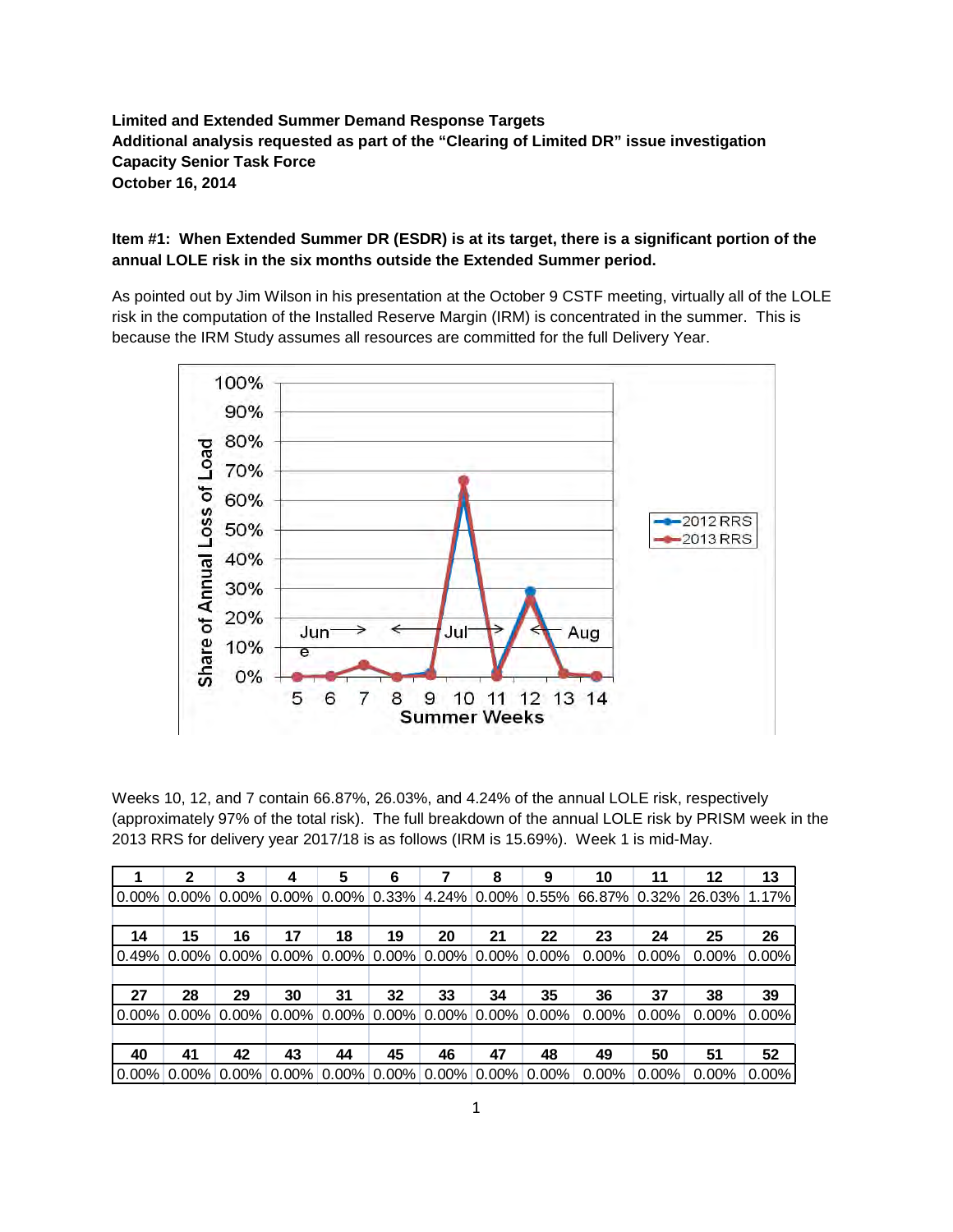**Limited and Extended Summer Demand Response Targets**
**Additional analysis requested as part of the "Clearing of Limited DR" issue investigation**
**Capacity Senior Task Force**
**October 16, 2014**

**Item #1: When Extended Summer DR (ESDR) is at its target, there is a significant portion of the annual LOLE risk in the six months outside the Extended Summer period.**

As pointed out by Jim Wilson in his presentation at the October 9 CSTF meeting, virtually all of the LOLE risk in the computation of the Installed Reserve Margin (IRM) is concentrated in the summer. This is because the IRM Study assumes all resources are committed for the full Delivery Year.

Weeks 10, 12, and 7 contain 66.87%, 26.03%, and 4.24% of the annual LOLE risk, respectively (approximately 97% of the total risk). The full breakdown of the annual LOLE risk by PRISM week in the 2013 RRS for delivery year 2017/18 is as follows (IRM is 15.69%). Week 1 is mid-May.

| 1 | 2 | 3 | 4 | 5 | 6 | 7 | 8 | 9 | 10 | 11 | 12 | 13 |
|---|---|---|---|---|---|---|---|---|---|---|---|---|
| 0.00% | 0.00% | 0.00% | 0.00% | 0.00% | 0.33% | 4.24% | 0.00% | 0.55% | 66.87% | 0.32% | 26.03% | 1.17% |
| **14** | **15** | **16** | **17** | **18** | **19** | **20** | **21** | **22** | **23** | **24** | **25** | **26** |
| 0.49% | 0.00% | 0.00% | 0.00% | 0.00% | 0.00% | 0.00% | 0.00% | 0.00% | 0.00% | 0.00% | 0.00% | 0.00% |
| **27** | **28** | **29** | **30** | **31** | **32** | **33** | **34** | **35** | **36** | **37** | **38** | **39** |
| 0.00% | 0.00% | 0.00% | 0.00% | 0.00% | 0.00% | 0.00% | 0.00% | 0.00% | 0.00% | 0.00% | 0.00% | 0.00% |
| **40** | **41** | **42** | **43** | **44** | **45** | **46** | **47** | **48** | **49** | **50** | **51** | **52** |
| 0.00% | 0.00% | 0.00% | 0.00% | 0.00% | 0.00% | 0.00% | 0.00% | 0.00% | 0.00% | 0.00% | 0.00% | 0.00% |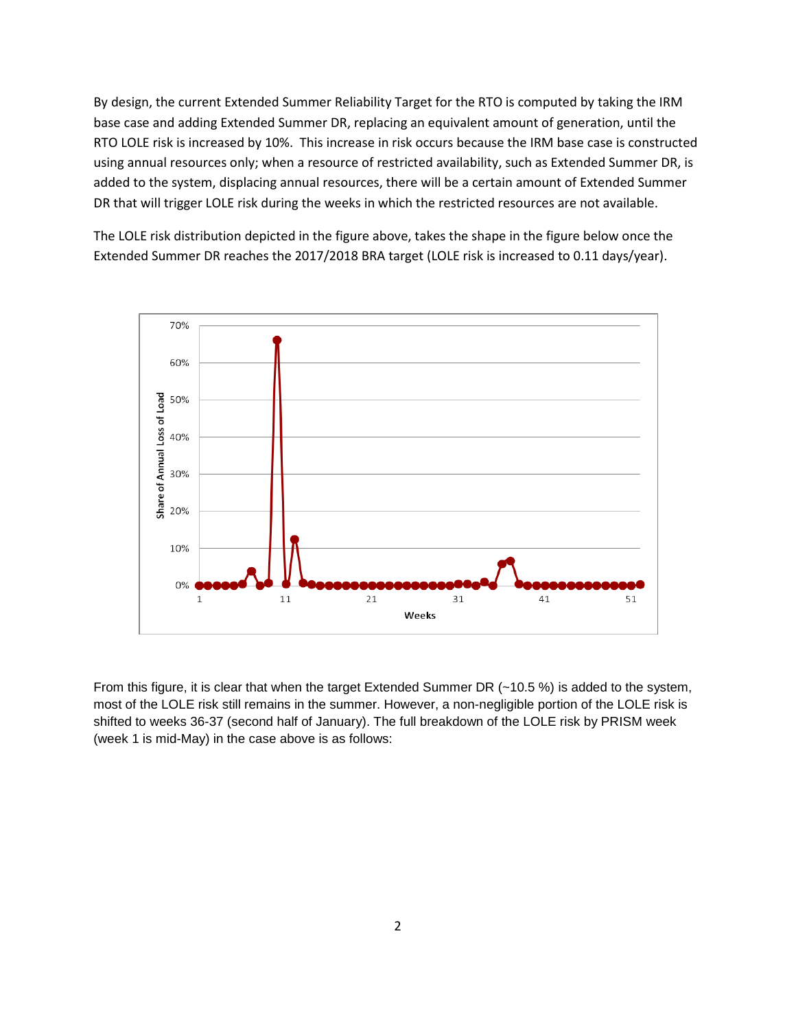By design, the current Extended Summer Reliability Target for the RTO is computed by taking the IRM base case and adding Extended Summer DR, replacing an equivalent amount of generation, until the RTO LOLE risk is increased by 10%. This increase in risk occurs because the IRM base case is constructed using annual resources only; when a resource of restricted availability, such as Extended Summer DR, is added to the system, displacing annual resources, there will be a certain amount of Extended Summer DR that will trigger LOLE risk during the weeks in which the restricted resources are not available.

The LOLE risk distribution depicted in the figure above, takes the shape in the figure below once the Extended Summer DR reaches the 2017/2018 BRA target (LOLE risk is increased to 0.11 days/year).

From this figure, it is clear that when the target Extended Summer DR (~10.5 %) is added to the system, most of the LOLE risk still remains in the summer. However, a non-negligible portion of the LOLE risk is shifted to weeks 36-37 (second half of January). The full breakdown of the LOLE risk by PRISM week (week 1 is mid-May) in the case above is as follows: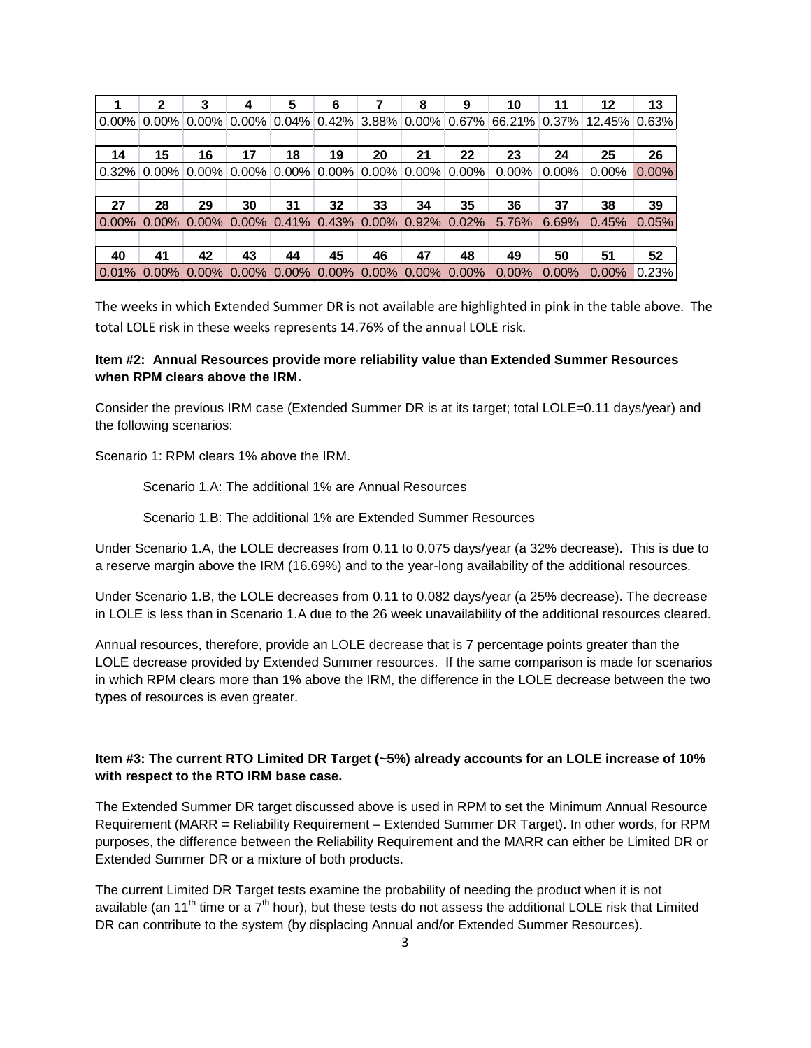| 1 | 2 | 3 | 4 | 5 | 6 | 7 | 8 | 9 | 10 | 11 | 12 | 13 |
|---|---|---|---|---|---|---|---|---|---|---|---|---|
| 0.00% | 0.00% | 0.00% | 0.00% | 0.04% | 0.42% | 3.88% | 0.00% | 0.67% | 66.21% | 0.37% | 12.45% | 0.63% |
| **14** | **15** | **16** | **17** | **18** | **19** | **20** | **21** | **22** | **23** | **24** | **25** | **26** |
| 0.32% | 0.00% | 0.00% | 0.00% | 0.00% | 0.00% | 0.00% | 0.00% | 0.00% | 0.00% | 0.00% | 0.00% | 0.00% |
| **27** | **28** | **29** | **30** | **31** | **32** | **33** | **34** | **35** | **36** | **37** | **38** | **39** |
| 0.00% | 0.00% | 0.00% | 0.00% | 0.41% | 0.43% | 0.00% | 0.92% | 0.02% | 5.76% | 6.69% | 0.45% | 0.05% |
| **40** | **41** | **42** | **43** | **44** | **45** | **46** | **47** | **48** | **49** | **50** | **51** | **52** |
| 0.01% | 0.00% | 0.00% | 0.00% | 0.00% | 0.00% | 0.00% | 0.00% | 0.00% | 0.00% | 0.00% | 0.00% | 0.23% |

The weeks in which Extended Summer DR is not available are highlighted in pink in the table above. The total LOLE risk in these weeks represents 14.76% of the annual LOLE risk.

**Item #2: Annual Resources provide more reliability value than Extended Summer Resources when RPM clears above the IRM.**

Consider the previous IRM case (Extended Summer DR is at its target; total LOLE=0.11 days/year) and the following scenarios:

Scenario 1: RPM clears 1% above the IRM.

> Scenario 1.A: The additional 1% are Annual Resources
>
> Scenario 1.B: The additional 1% are Extended Summer Resources

Under Scenario 1.A, the LOLE decreases from 0.11 to 0.075 days/year (a 32% decrease). This is due to a reserve margin above the IRM (16.69%) and to the year-long availability of the additional resources.

Under Scenario 1.B, the LOLE decreases from 0.11 to 0.082 days/year (a 25% decrease). The decrease in LOLE is less than in Scenario 1.A due to the 26 week unavailability of the additional resources cleared.

Annual resources, therefore, provide an LOLE decrease that is 7 percentage points greater than the LOLE decrease provided by Extended Summer resources. If the same comparison is made for scenarios in which RPM clears more than 1% above the IRM, the difference in the LOLE decrease between the two types of resources is even greater.

**Item #3: The current RTO Limited DR Target (~5%) already accounts for an LOLE increase of 10% with respect to the RTO IRM base case.**

The Extended Summer DR target discussed above is used in RPM to set the Minimum Annual Resource Requirement (MARR = Reliability Requirement – Extended Summer DR Target). In other words, for RPM purposes, the difference between the Reliability Requirement and the MARR can either be Limited DR or Extended Summer DR or a mixture of both products.

The current Limited DR Target tests examine the probability of needing the product when it is not available (an $11^{th}$ time or a $7^{th}$ hour), but these tests do not assess the additional LOLE risk that Limited DR can contribute to the system (by displacing Annual and/or Extended Summer Resources).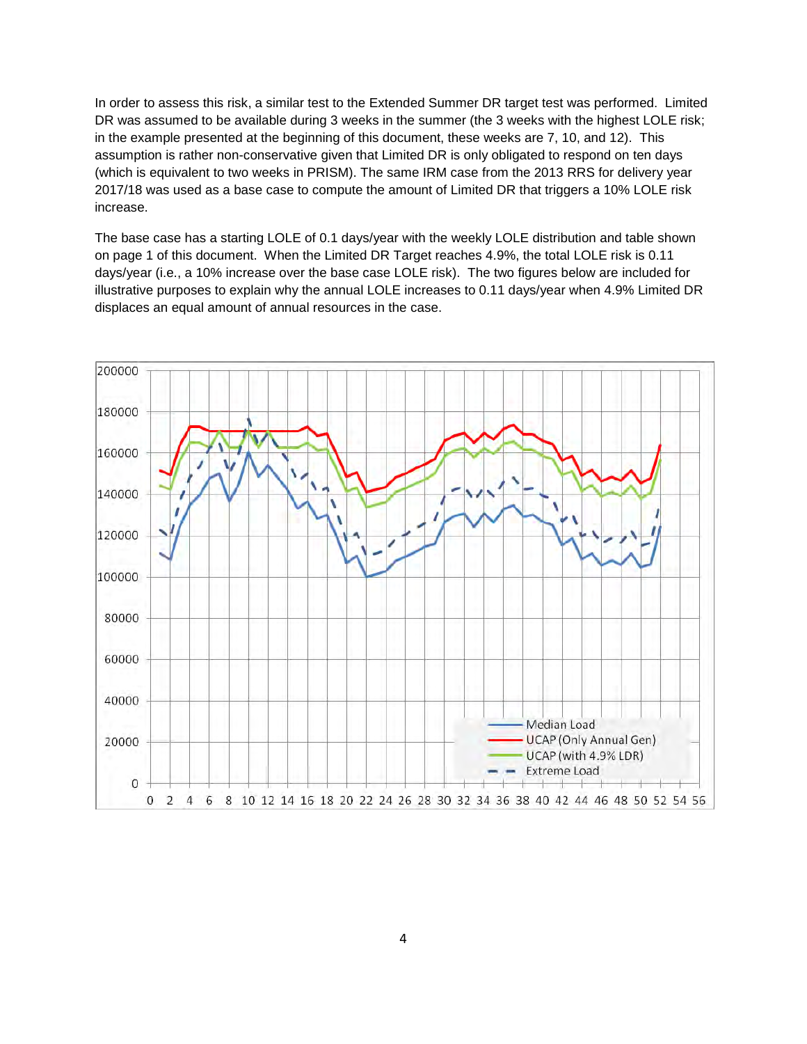In order to assess this risk, a similar test to the Extended Summer DR target test was performed. Limited DR was assumed to be available during 3 weeks in the summer (the 3 weeks with the highest LOLE risk; in the example presented at the beginning of this document, these weeks are 7, 10, and 12). This assumption is rather non-conservative given that Limited DR is only obligated to respond on ten days (which is equivalent to two weeks in PRISM). The same IRM case from the 2013 RRS for delivery year 2017/18 was used as a base case to compute the amount of Limited DR that triggers a 10% LOLE risk increase.

The base case has a starting LOLE of 0.1 days/year with the weekly LOLE distribution and table shown on page 1 of this document. When the Limited DR Target reaches 4.9%, the total LOLE risk is 0.11 days/year (i.e., a 10% increase over the base case LOLE risk). The two figures below are included for illustrative purposes to explain why the annual LOLE increases to 0.11 days/year when 4.9% Limited DR displaces an equal amount of annual resources in the case.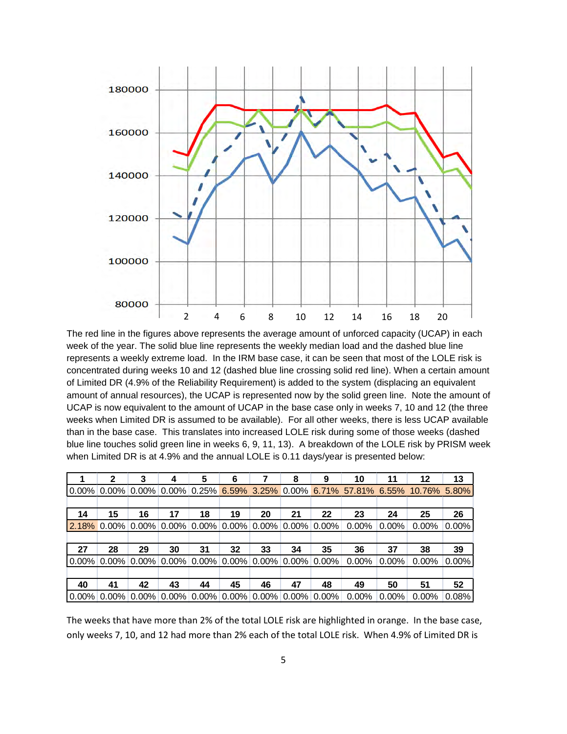The red line in the figures above represents the average amount of unforced capacity (UCAP) in each week of the year. The solid blue line represents the weekly median load and the dashed blue line represents a weekly extreme load. In the IRM base case, it can be seen that most of the LOLE risk is concentrated during weeks 10 and 12 (dashed blue line crossing solid red line). When a certain amount of Limited DR (4.9% of the Reliability Requirement) is added to the system (displacing an equivalent amount of annual resources), the UCAP is represented now by the solid green line. Note the amount of UCAP is now equivalent to the amount of UCAP in the base case only in weeks 7, 10 and 12 (the three weeks when Limited DR is assumed to be available). For all other weeks, there is less UCAP available than in the base case. This translates into increased LOLE risk during some of those weeks (dashed blue line touches solid green line in weeks 6, 9, 11, 13). A breakdown of the LOLE risk by PRISM week when Limited DR is at 4.9% and the annual LOLE is 0.11 days/year is presented below:

| 1 | 2 | 3 | 4 | 5 | 6 | 7 | 8 | 9 | 10 | 11 | 12 | 13 |
|---|---|---|---|---|---|---|---|---|---|---|---|---|
| 0.00% | 0.00% | 0.00% | 0.00% | 0.25% | 6.59% | 3.25% | 0.00% | 6.71% | 57.81% | 6.55% | 10.76% | 5.80% |
| **14** | **15** | **16** | **17** | **18** | **19** | **20** | **21** | **22** | **23** | **24** | **25** | **26** |
| 2.18% | 0.00% | 0.00% | 0.00% | 0.00% | 0.00% | 0.00% | 0.00% | 0.00% | 0.00% | 0.00% | 0.00% | 0.00% |
| **27** | **28** | **29** | **30** | **31** | **32** | **33** | **34** | **35** | **36** | **37** | **38** | **39** |
| 0.00% | 0.00% | 0.00% | 0.00% | 0.00% | 0.00% | 0.00% | 0.00% | 0.00% | 0.00% | 0.00% | 0.00% | 0.00% |
| **40** | **41** | **42** | **43** | **44** | **45** | **46** | **47** | **48** | **49** | **50** | **51** | **52** |
| 0.00% | 0.00% | 0.00% | 0.00% | 0.00% | 0.00% | 0.00% | 0.00% | 0.00% | 0.00% | 0.00% | 0.00% | 0.08% |

The weeks that have more than 2% of the total LOLE risk are highlighted in orange. In the base case, only weeks 7, 10, and 12 had more than 2% each of the total LOLE risk. When 4.9% of Limited DR is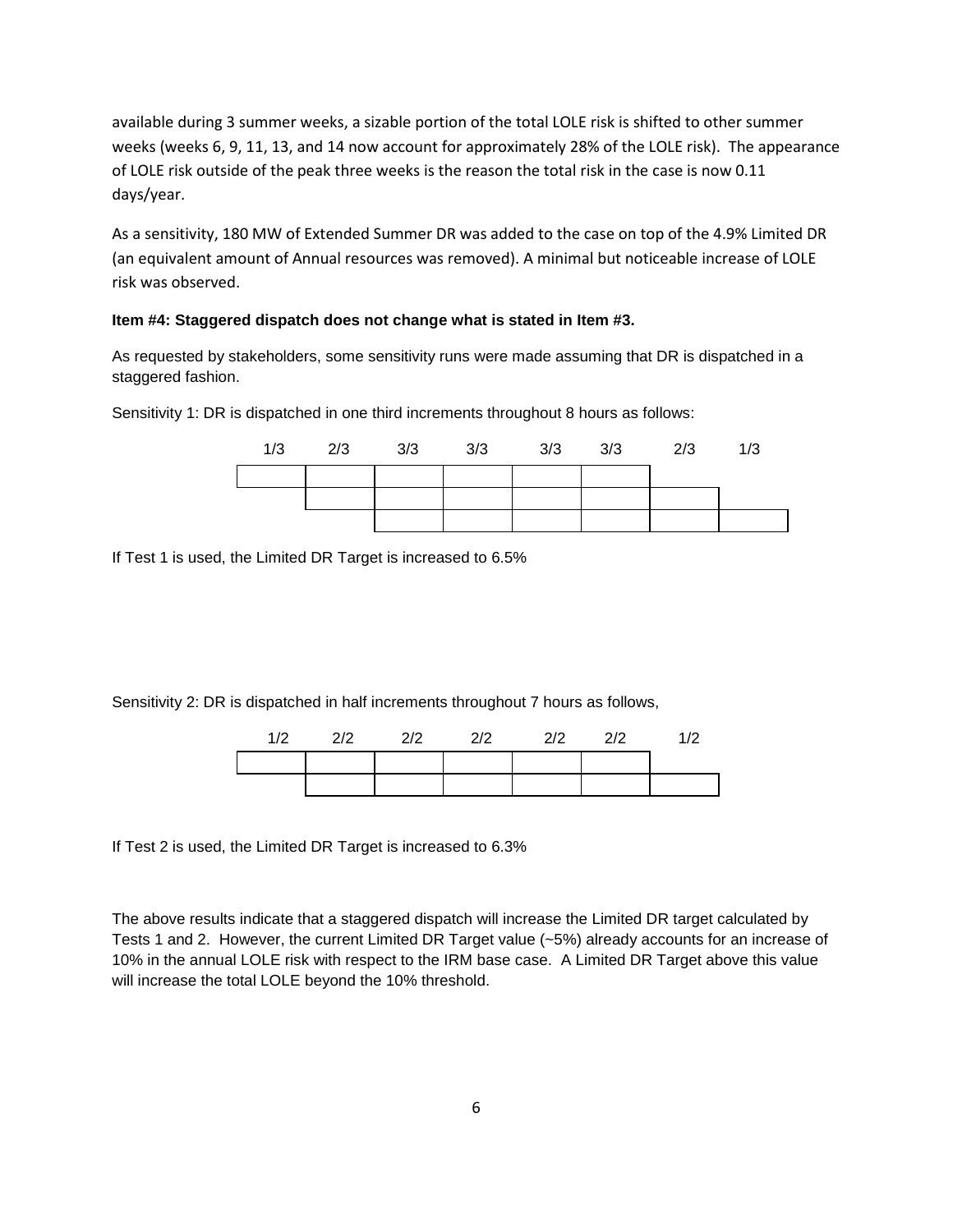available during 3 summer weeks, a sizable portion of the total LOLE risk is shifted to other summer weeks (weeks 6, 9, 11, 13, and 14 now account for approximately 28% of the LOLE risk). The appearance of LOLE risk outside of the peak three weeks is the reason the total risk in the case is now 0.11 days/year.

As a sensitivity, 180 MW of Extended Summer DR was added to the case on top of the 4.9% Limited DR (an equivalent amount of Annual resources was removed). A minimal but noticeable increase of LOLE risk was observed.

**Item #4: Staggered dispatch does not change what is stated in Item #3.**

As requested by stakeholders, some sensitivity runs were made assuming that DR is dispatched in a staggered fashion.

Sensitivity 1: DR is dispatched in one third increments throughout 8 hours as follows:

| 1/3 | 2/3 | 3/3 | 3/3 | 3/3 | 3/3 | 2/3 | 1/3 |
|---|---|---|---|---|---|---|---|
| ■ | ■ | ■ | ■ | ■ | ■ | | |
| | ■ | ■ | ■ | ■ | ■ | ■ | |
| | | ■ | ■ | ■ | ■ | ■ | ■ |

If Test 1 is used, the Limited DR Target is increased to 6.5%

Sensitivity 2: DR is dispatched in half increments throughout 7 hours as follows,

| 1/2 | 2/2 | 2/2 | 2/2 | 2/2 | 2/2 | 1/2 |
|---|---|---|---|---|---|---|
| ■ | ■ | ■ | ■ | ■ | ■ | |
| | ■ | ■ | ■ | ■ | ■ | ■ |

If Test 2 is used, the Limited DR Target is increased to 6.3%

The above results indicate that a staggered dispatch will increase the Limited DR target calculated by Tests 1 and 2. However, the current Limited DR Target value (~5%) already accounts for an increase of 10% in the annual LOLE risk with respect to the IRM base case. A Limited DR Target above this value will increase the total LOLE beyond the 10% threshold.